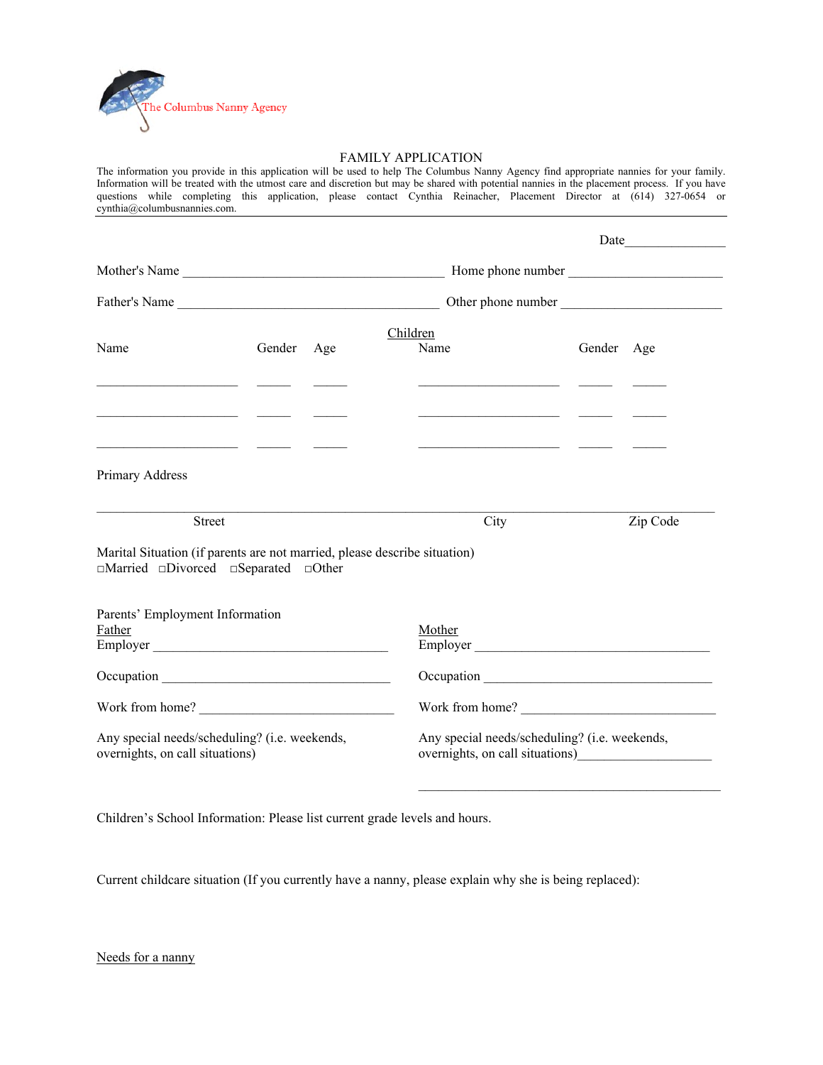The Columbus Nanny Agency

# FAMILY APPLICATION

The information you provide in this application will be used to help The Columbus Nanny Agency find appropriate nannies for your family. Information will be treated with the utmost care and discretion but may be shared with potential nannies in the placement process. If you have questions while completing this application, please contact Cynthia Reinacher, Placement Director at (614) 327-0654 or cynthia@columbusnannies.com.

---

Date_______________

Mother's Name _______________________________________ Home phone number _______________________

Father's Name _______________________________________ Other phone number _______________________

Children

| Name | Gender | Age | Name | Gender | Age |
|---|---|---|---|---|---|
| _____________________ | _____ | _____ | _____________________ | _____ | _____ |
| _____________________ | _____ | _____ | _____________________ | _____ | _____ |
| _____________________ | _____ | _____ | _____________________ | _____ | _____ |

Primary Address

_____________________________________________________________________________________________

Street City Zip Code

Marital Situation (if parents are not married, please describe situation)
□Married □Divorced □Separated □Other

Parents' Employment Information

Father
Employer ___________________________________

Occupation ___________________________________

Work from home? ______________________________

Any special needs/scheduling? (i.e. weekends, overnights, on call situations)

Mother
Employer ___________________________________

Occupation ___________________________________

Work from home? ______________________________

Any special needs/scheduling? (i.e. weekends, overnights, on call situations)____________________

_____________________________________________

Children's School Information: Please list current grade levels and hours.

Current childcare situation (If you currently have a nanny, please explain why she is being replaced):

Needs for a nanny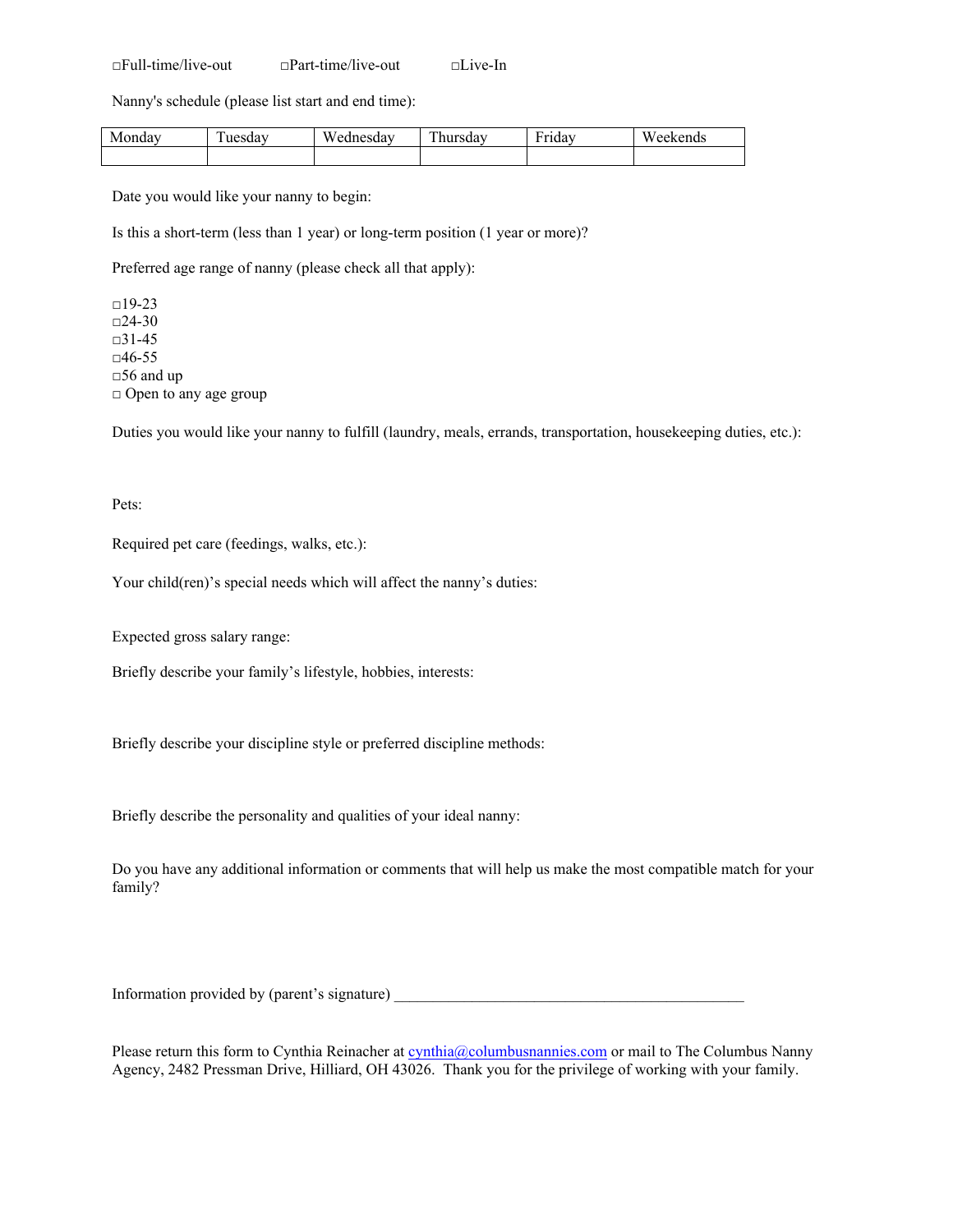□Full-time/live-out　　□Part-time/live-out　　□Live-In

Nanny's schedule (please list start and end time):

| Monday | Tuesday | Wednesday | Thursday | Friday | Weekends |
|---|---|---|---|---|---|
| | | | | | |

Date you would like your nanny to begin:

Is this a short-term (less than 1 year) or long-term position (1 year or more)?

Preferred age range of nanny (please check all that apply):

□19-23
□24-30
□31-45
□46-55
□56 and up
□ Open to any age group

Duties you would like your nanny to fulfill (laundry, meals, errands, transportation, housekeeping duties, etc.):

Pets:

Required pet care (feedings, walks, etc.):

Your child(ren)'s special needs which will affect the nanny's duties:

Expected gross salary range:

Briefly describe your family's lifestyle, hobbies, interests:

Briefly describe your discipline style or preferred discipline methods:

Briefly describe the personality and qualities of your ideal nanny:

Do you have any additional information or comments that will help us make the most compatible match for your family?

Information provided by (parent's signature) _______________________________________________

Please return this form to Cynthia Reinacher at cynthia@columbusnannies.com or mail to The Columbus Nanny Agency, 2482 Pressman Drive, Hilliard, OH 43026. Thank you for the privilege of working with your family.